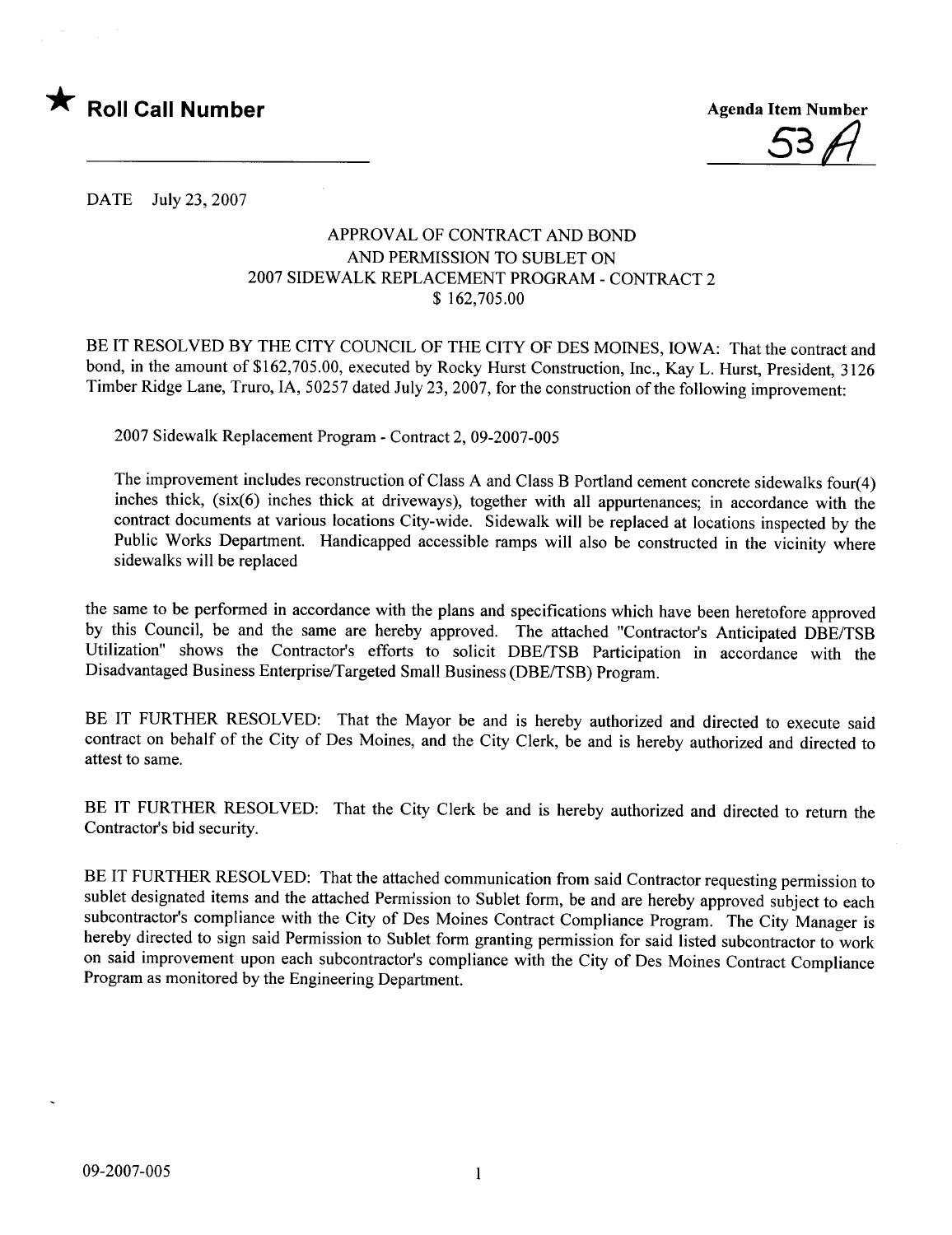★ **Roll Call Number**

Agenda Item Number

53A

DATE July 23, 2007

APPROVAL OF CONTRACT AND BOND
AND PERMISSION TO SUBLET ON
2007 SIDEWALK REPLACEMENT PROGRAM - CONTRACT 2
$ 162,705.00

BE IT RESOLVED BY THE CITY COUNCIL OF THE CITY OF DES MOINES, IOWA: That the contract and bond, in the amount of $162,705.00, executed by Rocky Hurst Construction, Inc., Kay L. Hurst, President, 3126 Timber Ridge Lane, Truro, IA, 50257 dated July 23, 2007, for the construction of the following improvement:

> 2007 Sidewalk Replacement Program - Contract 2, 09-2007-005
>
> The improvement includes reconstruction of Class A and Class B Portland cement concrete sidewalks four(4) inches thick, (six(6) inches thick at driveways), together with all appurtenances; in accordance with the contract documents at various locations City-wide. Sidewalk will be replaced at locations inspected by the Public Works Department. Handicapped accessible ramps will also be constructed in the vicinity where sidewalks will be replaced

the same to be performed in accordance with the plans and specifications which have been heretofore approved by this Council, be and the same are hereby approved. The attached "Contractor's Anticipated DBE/TSB Utilization" shows the Contractor's efforts to solicit DBE/TSB Participation in accordance with the Disadvantaged Business Enterprise/Targeted Small Business (DBE/TSB) Program.

BE IT FURTHER RESOLVED: That the Mayor be and is hereby authorized and directed to execute said contract on behalf of the City of Des Moines, and the City Clerk, be and is hereby authorized and directed to attest to same.

BE IT FURTHER RESOLVED: That the City Clerk be and is hereby authorized and directed to return the Contractor's bid security.

BE IT FURTHER RESOLVED: That the attached communication from said Contractor requesting permission to sublet designated items and the attached Permission to Sublet form, be and are hereby approved subject to each subcontractor's compliance with the City of Des Moines Contract Compliance Program. The City Manager is hereby directed to sign said Permission to Sublet form granting permission for said listed subcontractor to work on said improvement upon each subcontractor's compliance with the City of Des Moines Contract Compliance Program as monitored by the Engineering Department.

09-2007-005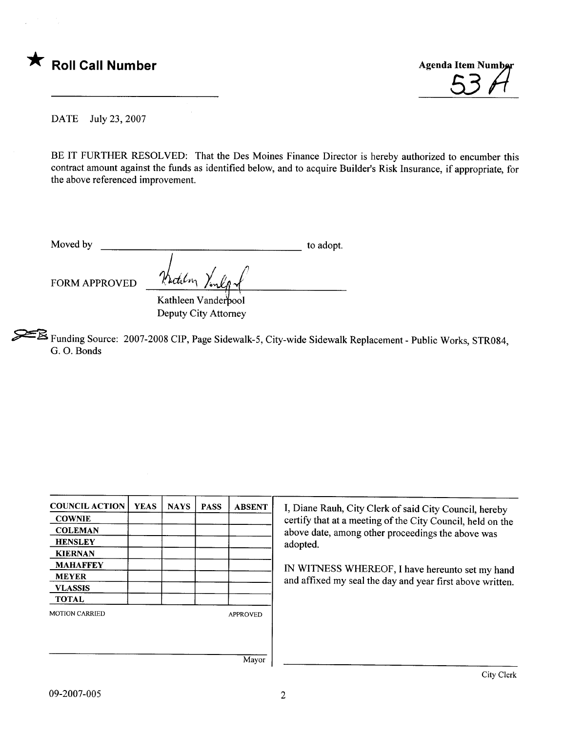★ **Roll Call Number**

______________________________

Agenda Item Number
53 A

DATE July 23, 2007

BE IT FURTHER RESOLVED: That the Des Moines Finance Director is hereby authorized to encumber this contract amount against the funds as identified below, and to acquire Builder's Risk Insurance, if appropriate, for the above referenced improvement.

Moved by ______________________________ to adopt.

FORM APPROVED Kathleen Vanderpool
Kathleen Vanderpool
Deputy City Attorney

Funding Source: 2007-2008 CIP, Page Sidewalk-5, City-wide Sidewalk Replacement - Public Works, STR084, G. O. Bonds

| COUNCIL ACTION | YEAS | NAYS | PASS | ABSENT |
|---|---|---|---|---|
| COWNIE | | | | |
| COLEMAN | | | | |
| HENSLEY | | | | |
| KIERNAN | | | | |
| MAHAFFEY | | | | |
| MEYER | | | | |
| VLASSIS | | | | |
| TOTAL | | | | |

MOTION CARRIED APPROVED

______________________________ Mayor

I, Diane Rauh, City Clerk of said City Council, hereby certify that at a meeting of the City Council, held on the above date, among other proceedings the above was adopted.

IN WITNESS WHEREOF, I have hereunto set my hand and affixed my seal the day and year first above written.

______________________________ City Clerk

09-2007-005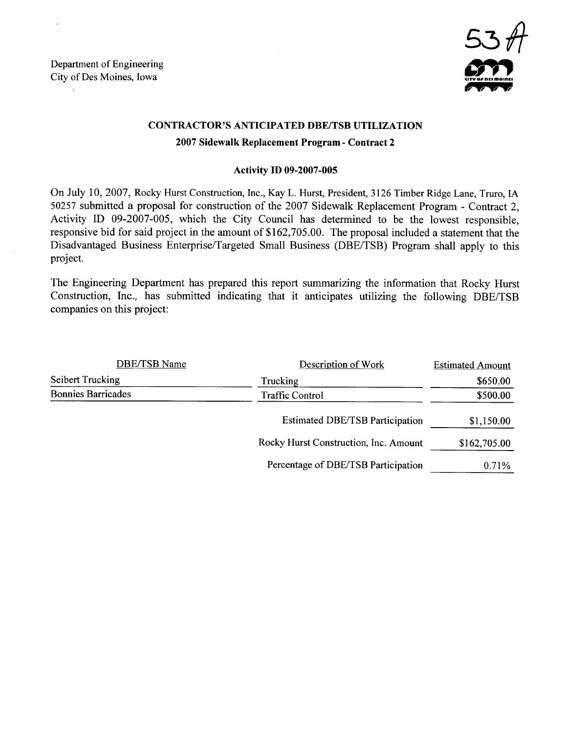Department of Engineering
City of Des Moines, Iowa

53A

## CONTRACTOR'S ANTICIPATED DBE/TSB UTILIZATION

### 2007 Sidewalk Replacement Program - Contract 2

**Activity ID 09-2007-005**

On July 10, 2007, Rocky Hurst Construction, Inc., Kay L. Hurst, President, 3126 Timber Ridge Lane, Truro, IA 50257 submitted a proposal for construction of the 2007 Sidewalk Replacement Program - Contract 2, Activity ID 09-2007-005, which the City Council has determined to be the lowest responsible, responsive bid for said project in the amount of $162,705.00. The proposal included a statement that the Disadvantaged Business Enterprise/Targeted Small Business (DBE/TSB) Program shall apply to this project.

The Engineering Department has prepared this report summarizing the information that Rocky Hurst Construction, Inc., has submitted indicating that it anticipates utilizing the following DBE/TSB companies on this project:

| DBE/TSB Name | Description of Work | Estimated Amount |
|---|---|---|
| Seibert Trucking | Trucking | $650.00 |
| Bonnies Barricades | Traffic Control | $500.00 |
| | Estimated DBE/TSB Participation | $1,150.00 |
| | Rocky Hurst Construction, Inc. Amount | $162,705.00 |
| | Percentage of DBE/TSB Participation | 0.71% |